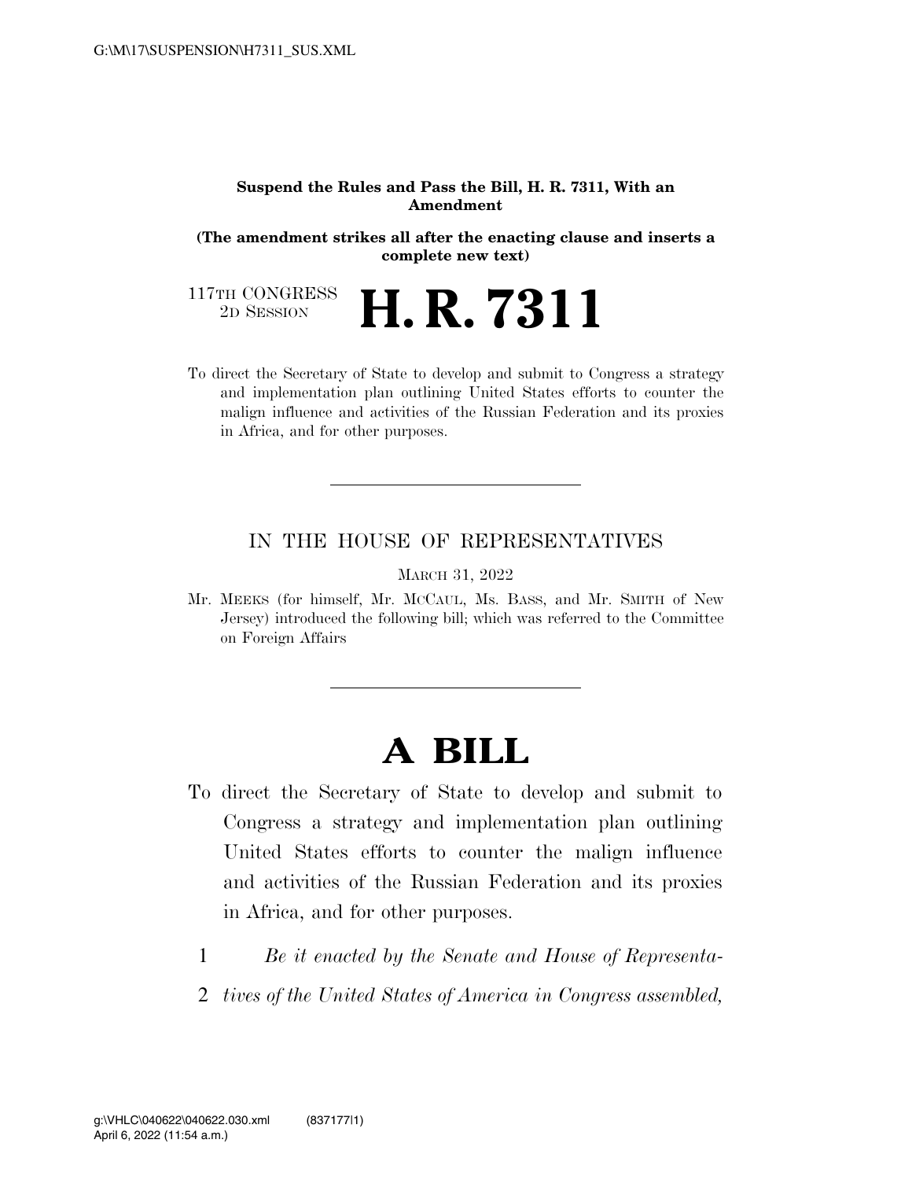**Suspend the Rules and Pass the Bill, H. R. 7311, With an Amendment**

**(The amendment strikes all after the enacting clause and inserts a complete new text)**

117TH CONGRESS
2D SESSION

# H. R. 7311

To direct the Secretary of State to develop and submit to Congress a strategy and implementation plan outlining United States efforts to counter the malign influence and activities of the Russian Federation and its proxies in Africa, and for other purposes.

---

IN THE HOUSE OF REPRESENTATIVES

MARCH 31, 2022

Mr. MEEKS (for himself, Mr. MCCAUL, Ms. BASS, and Mr. SMITH of New Jersey) introduced the following bill; which was referred to the Committee on Foreign Affairs

---

# A BILL

To direct the Secretary of State to develop and submit to Congress a strategy and implementation plan outlining United States efforts to counter the malign influence and activities of the Russian Federation and its proxies in Africa, and for other purposes.

1 *Be it enacted by the Senate and House of Representa-*
2 *tives of the United States of America in Congress assembled,*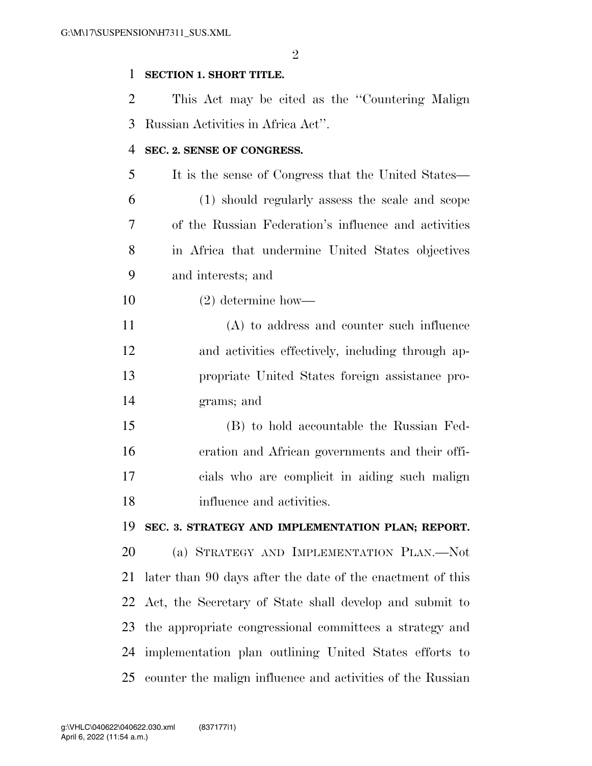**SECTION 1. SHORT TITLE.**

This Act may be cited as the ''Countering Malign Russian Activities in Africa Act''.

**SEC. 2. SENSE OF CONGRESS.**

It is the sense of Congress that the United States—

(1) should regularly assess the scale and scope of the Russian Federation's influence and activities in Africa that undermine United States objectives and interests; and

(2) determine how—

(A) to address and counter such influence and activities effectively, including through appropriate United States foreign assistance programs; and

(B) to hold accountable the Russian Federation and African governments and their officials who are complicit in aiding such malign influence and activities.

**SEC. 3. STRATEGY AND IMPLEMENTATION PLAN; REPORT.**

(a) STRATEGY AND IMPLEMENTATION PLAN.—Not later than 90 days after the date of the enactment of this Act, the Secretary of State shall develop and submit to the appropriate congressional committees a strategy and implementation plan outlining United States efforts to counter the malign influence and activities of the Russian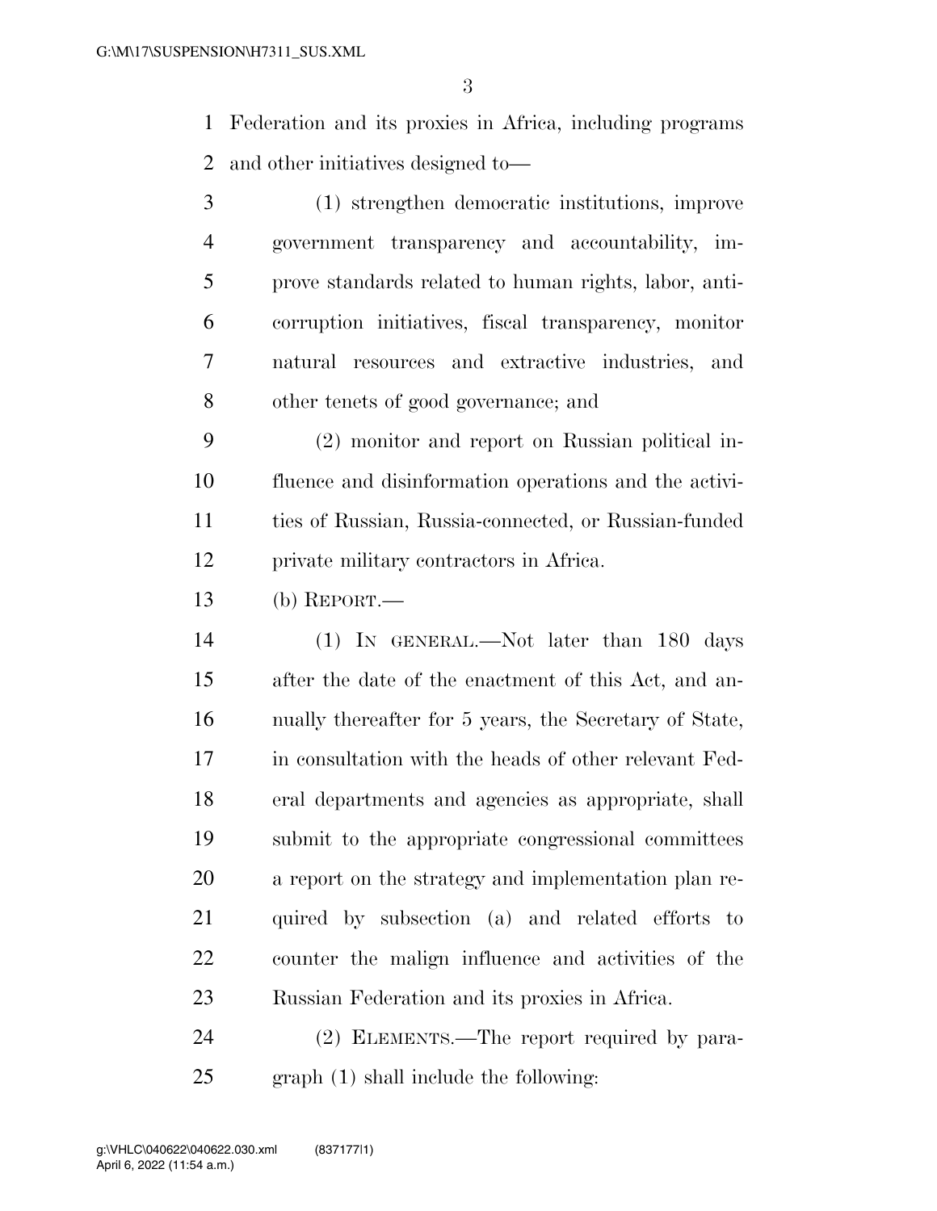Federation and its proxies in Africa, including programs and other initiatives designed to—

(1) strengthen democratic institutions, improve government transparency and accountability, improve standards related to human rights, labor, anti-corruption initiatives, fiscal transparency, monitor natural resources and extractive industries, and other tenets of good governance; and

(2) monitor and report on Russian political influence and disinformation operations and the activities of Russian, Russia-connected, or Russian-funded private military contractors in Africa.

(b) REPORT.—

(1) IN GENERAL.—Not later than 180 days after the date of the enactment of this Act, and annually thereafter for 5 years, the Secretary of State, in consultation with the heads of other relevant Federal departments and agencies as appropriate, shall submit to the appropriate congressional committees a report on the strategy and implementation plan required by subsection (a) and related efforts to counter the malign influence and activities of the Russian Federation and its proxies in Africa.

(2) ELEMENTS.—The report required by paragraph (1) shall include the following: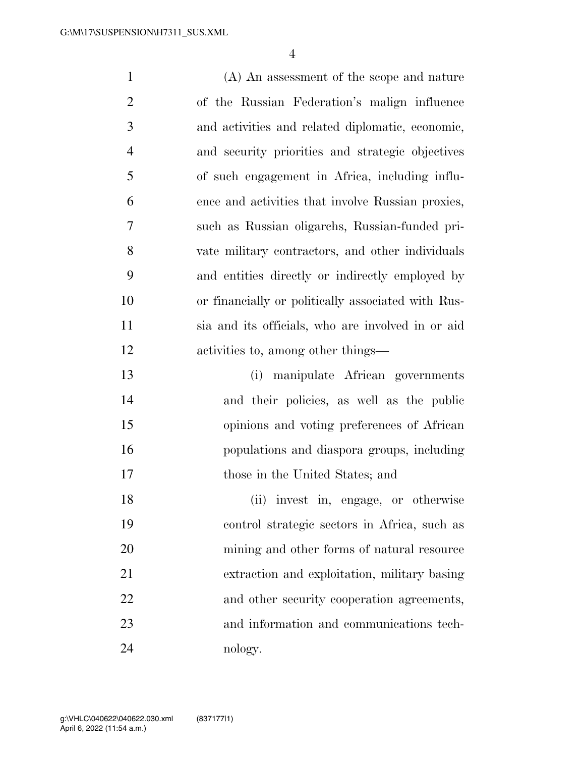(A) An assessment of the scope and nature of the Russian Federation's malign influence and activities and related diplomatic, economic, and security priorities and strategic objectives of such engagement in Africa, including influence and activities that involve Russian proxies, such as Russian oligarchs, Russian-funded private military contractors, and other individuals and entities directly or indirectly employed by or financially or politically associated with Russia and its officials, who are involved in or aid activities to, among other things—

(i) manipulate African governments and their policies, as well as the public opinions and voting preferences of African populations and diaspora groups, including those in the United States; and

(ii) invest in, engage, or otherwise control strategic sectors in Africa, such as mining and other forms of natural resource extraction and exploitation, military basing and other security cooperation agreements, and information and communications technology.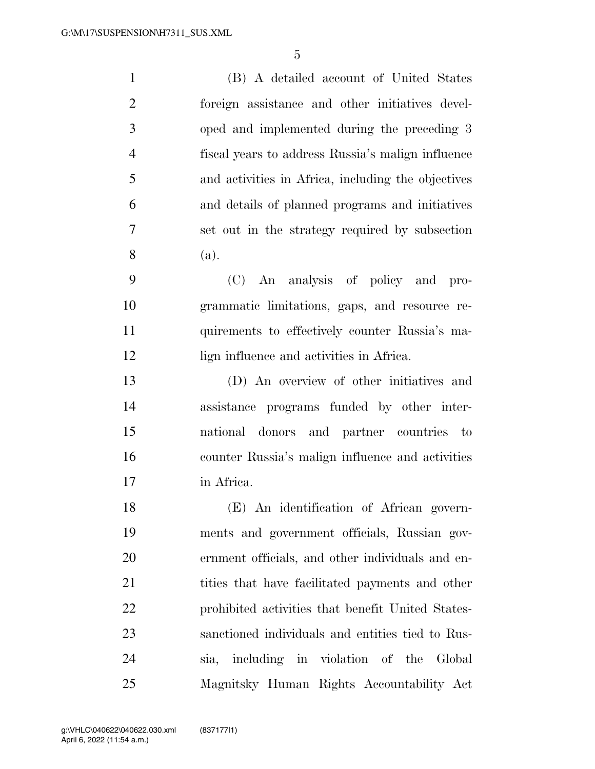(B) A detailed account of United States foreign assistance and other initiatives developed and implemented during the preceding 3 fiscal years to address Russia's malign influence and activities in Africa, including the objectives and details of planned programs and initiatives set out in the strategy required by subsection (a).

(C) An analysis of policy and programmatic limitations, gaps, and resource requirements to effectively counter Russia's malign influence and activities in Africa.

(D) An overview of other initiatives and assistance programs funded by other international donors and partner countries to counter Russia's malign influence and activities in Africa.

(E) An identification of African governments and government officials, Russian government officials, and other individuals and entities that have facilitated payments and other prohibited activities that benefit United States-sanctioned individuals and entities tied to Russia, including in violation of the Global Magnitsky Human Rights Accountability Act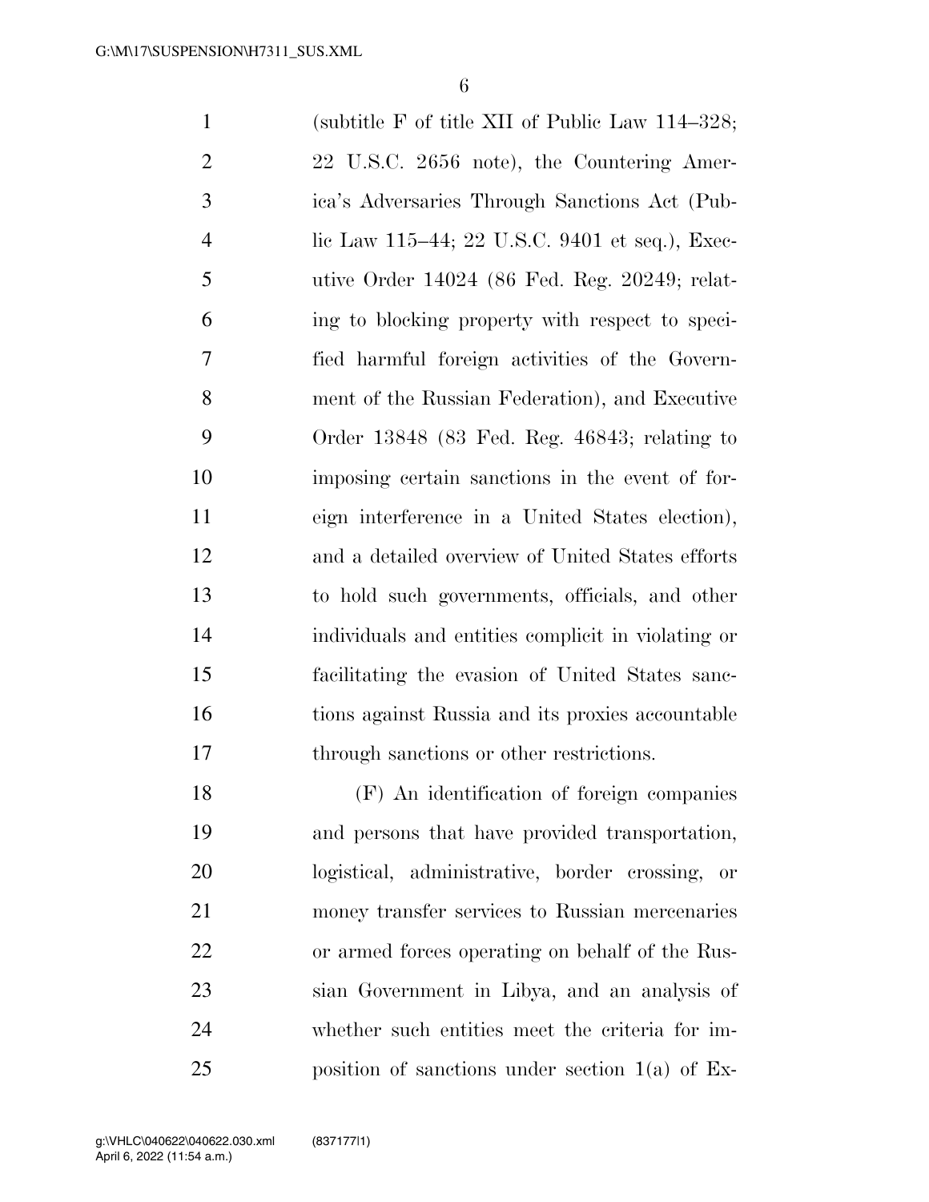(subtitle F of title XII of Public Law 114–328; 22 U.S.C. 2656 note), the Countering America's Adversaries Through Sanctions Act (Public Law 115–44; 22 U.S.C. 9401 et seq.), Executive Order 14024 (86 Fed. Reg. 20249; relating to blocking property with respect to specified harmful foreign activities of the Government of the Russian Federation), and Executive Order 13848 (83 Fed. Reg. 46843; relating to imposing certain sanctions in the event of foreign interference in a United States election), and a detailed overview of United States efforts to hold such governments, officials, and other individuals and entities complicit in violating or facilitating the evasion of United States sanctions against Russia and its proxies accountable through sanctions or other restrictions.

(F) An identification of foreign companies and persons that have provided transportation, logistical, administrative, border crossing, or money transfer services to Russian mercenaries or armed forces operating on behalf of the Russian Government in Libya, and an analysis of whether such entities meet the criteria for imposition of sanctions under section 1(a) of Ex-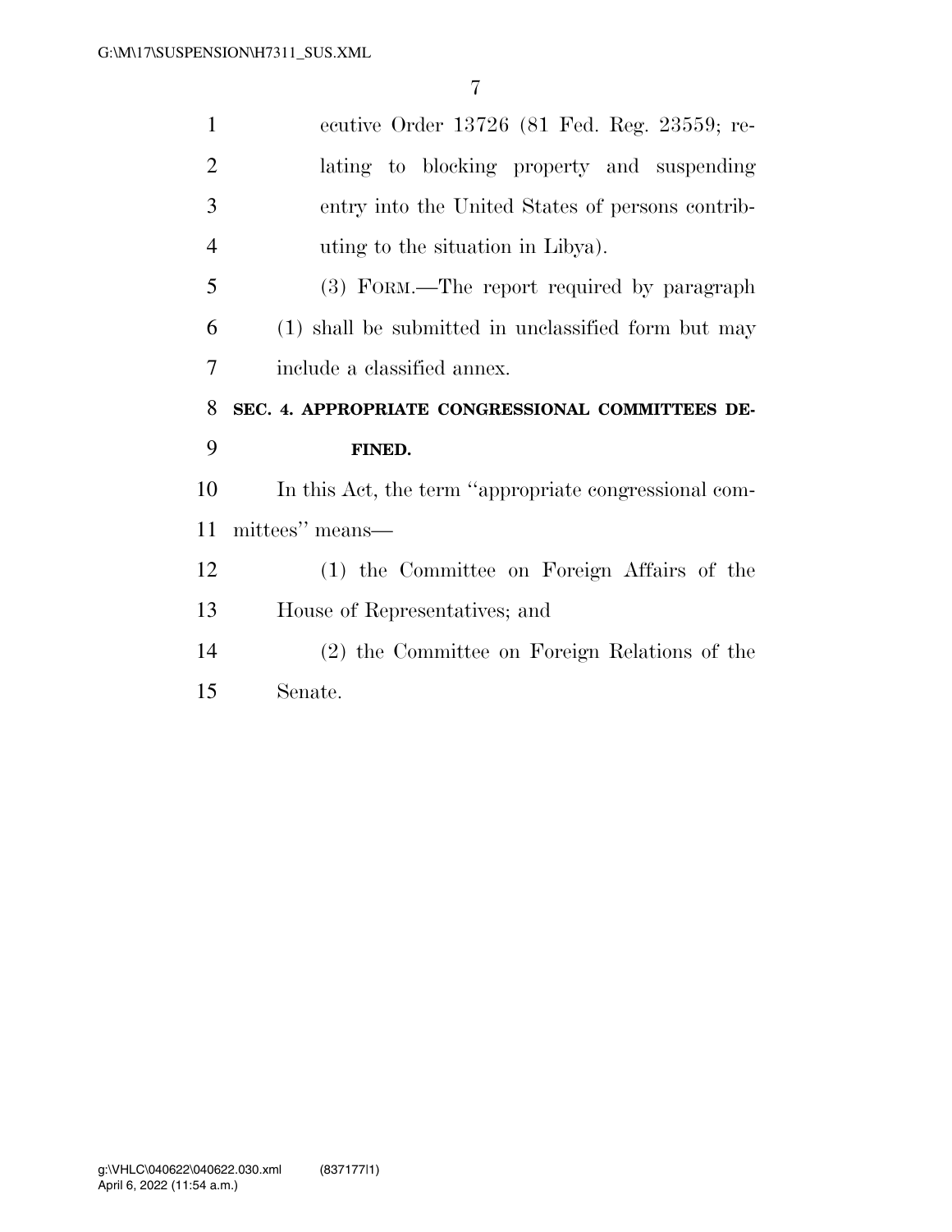ecutive Order 13726 (81 Fed. Reg. 23559; relating to blocking property and suspending entry into the United States of persons contributing to the situation in Libya).

(3) FORM.—The report required by paragraph (1) shall be submitted in unclassified form but may include a classified annex.

**SEC. 4. APPROPRIATE CONGRESSIONAL COMMITTEES DEFINED.**

In this Act, the term ''appropriate congressional committees'' means—

(1) the Committee on Foreign Affairs of the House of Representatives; and

(2) the Committee on Foreign Relations of the Senate.